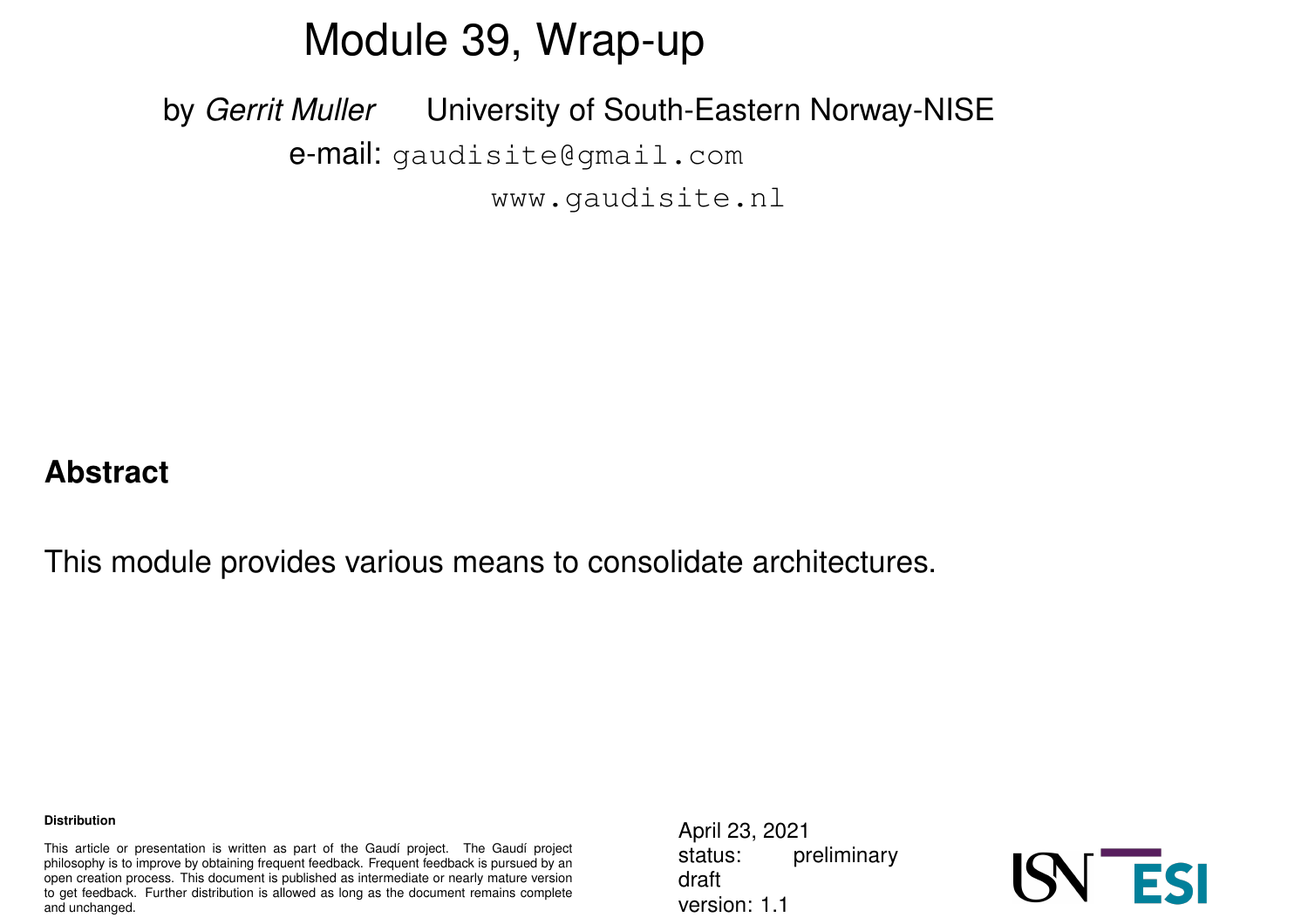# Module 39, Wrap-up

by *Gerrit Muller* University of South-Eastern Norway-NISE

e-mail: gaudisite@gmail.com

www.gaudisite.nl

## Abstract

This module provides various means to consolidate architectures.

**Distribution**

This article or presentation is written as part of the Gaudí project. The Gaudí project philosophy is to improve by obtaining frequent feedback. Frequent feedback is pursued by an open creation process. This document is published as intermediate or nearly mature version to get feedback. Further distribution is allowed as long as the document remains complete and unchanged.

April 23, 2021
status: preliminary draft
version: 1.1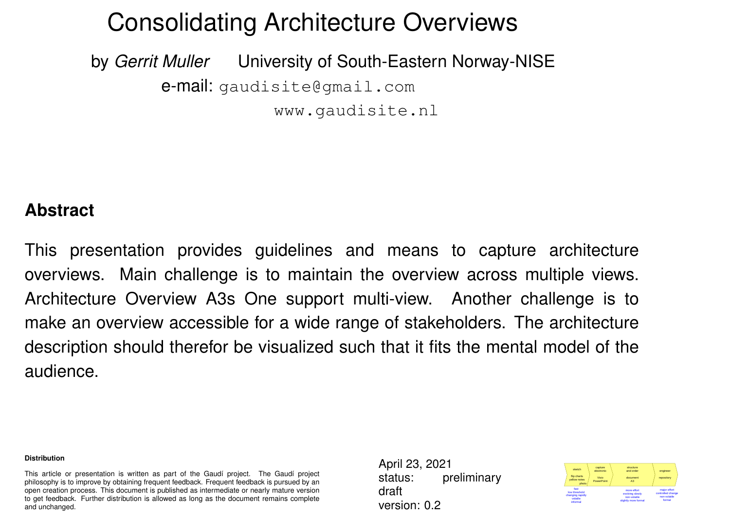# Consolidating Architecture Overviews

by *Gerrit Muller* University of South-Eastern Norway-NISE

e-mail: gaudisite@gmail.com

www.gaudisite.nl

## Abstract

This presentation provides guidelines and means to capture architecture overviews. Main challenge is to maintain the overview across multiple views. Architecture Overview A3s One support multi-view. Another challenge is to make an overview accessible for a wide range of stakeholders. The architecture description should therefor be visualized such that it fits the mental model of the audience.

**Distribution**

This article or presentation is written as part of the Gaudí project. The Gaudí project philosophy is to improve by obtaining frequent feedback. Frequent feedback is pursued by an open creation process. This document is published as intermediate or nearly mature version to get feedback. Further distribution is allowed as long as the document remains complete and unchanged.

April 23, 2021
status: preliminary draft
version: 0.2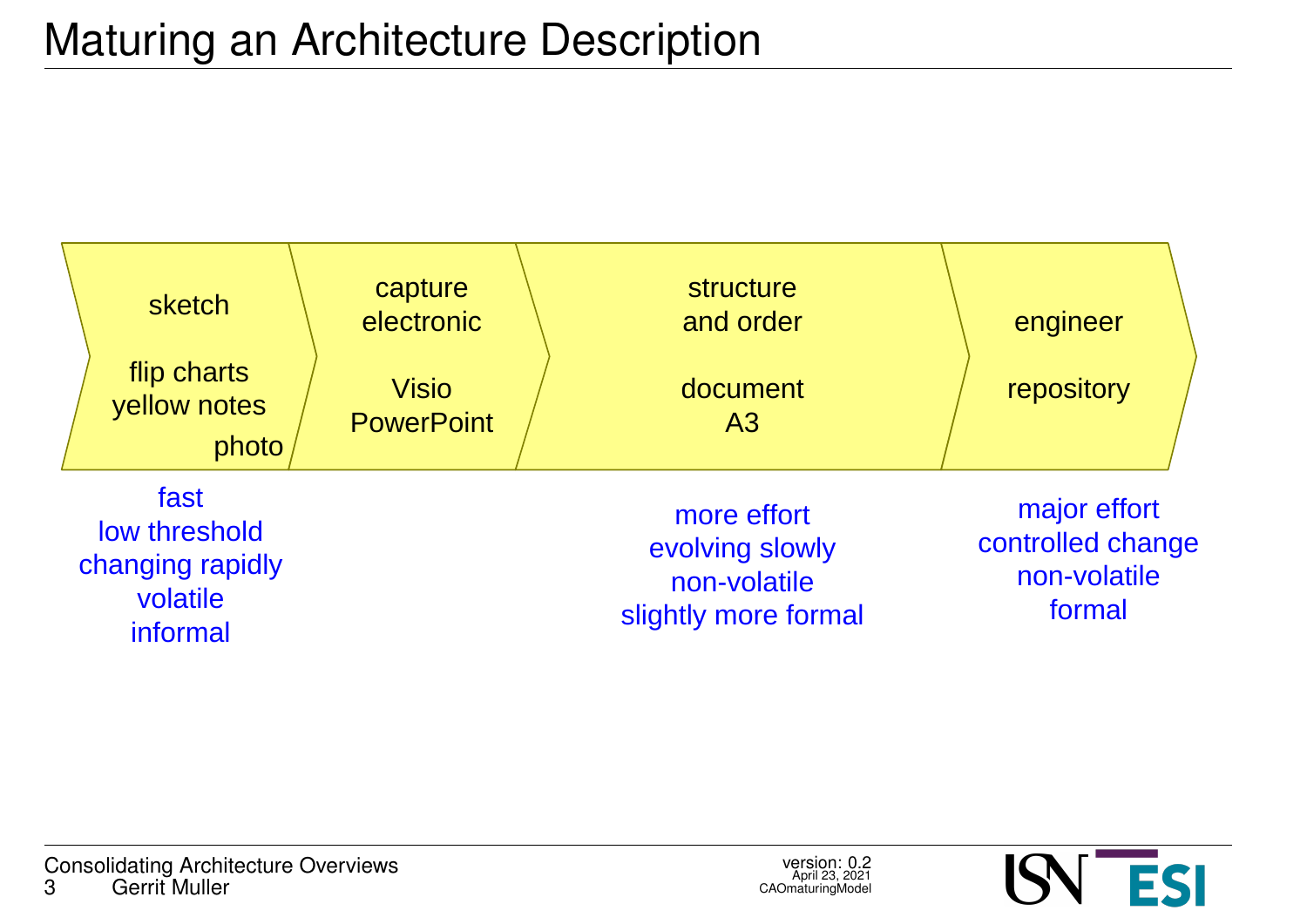# Maturing an Architecture Description

| sketch | capture electronic | structure and order | engineer |
| --- | --- | --- | --- |
| flip charts<br>yellow notes<br>photo | Visio<br>PowerPoint | document<br>A3 | repository |
| fast<br>low threshold<br>changing rapidly<br>volatile<br>informal | | more effort<br>evolving slowly<br>non-volatile<br>slightly more formal | major effort<br>controlled change<br>non-volatile<br>formal |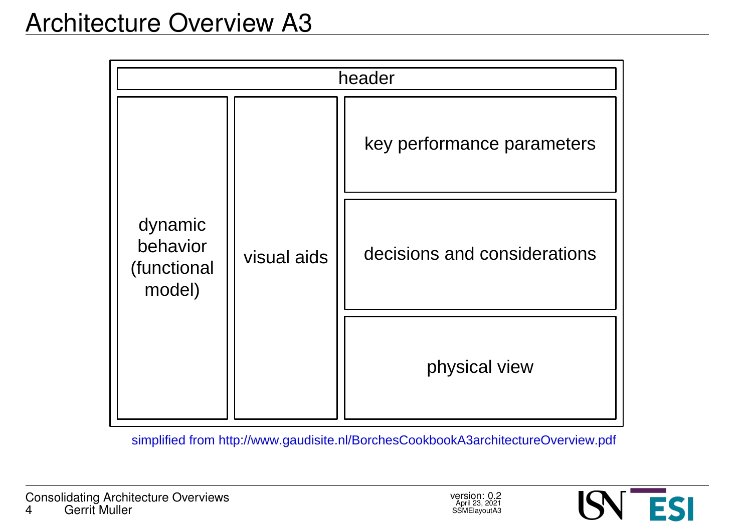# Architecture Overview A3

header

dynamic behavior (functional model)

visual aids

key performance parameters

decisions and considerations

physical view

simplified from http://www.gaudisite.nl/BorchesCookbookA3architectureOverview.pdf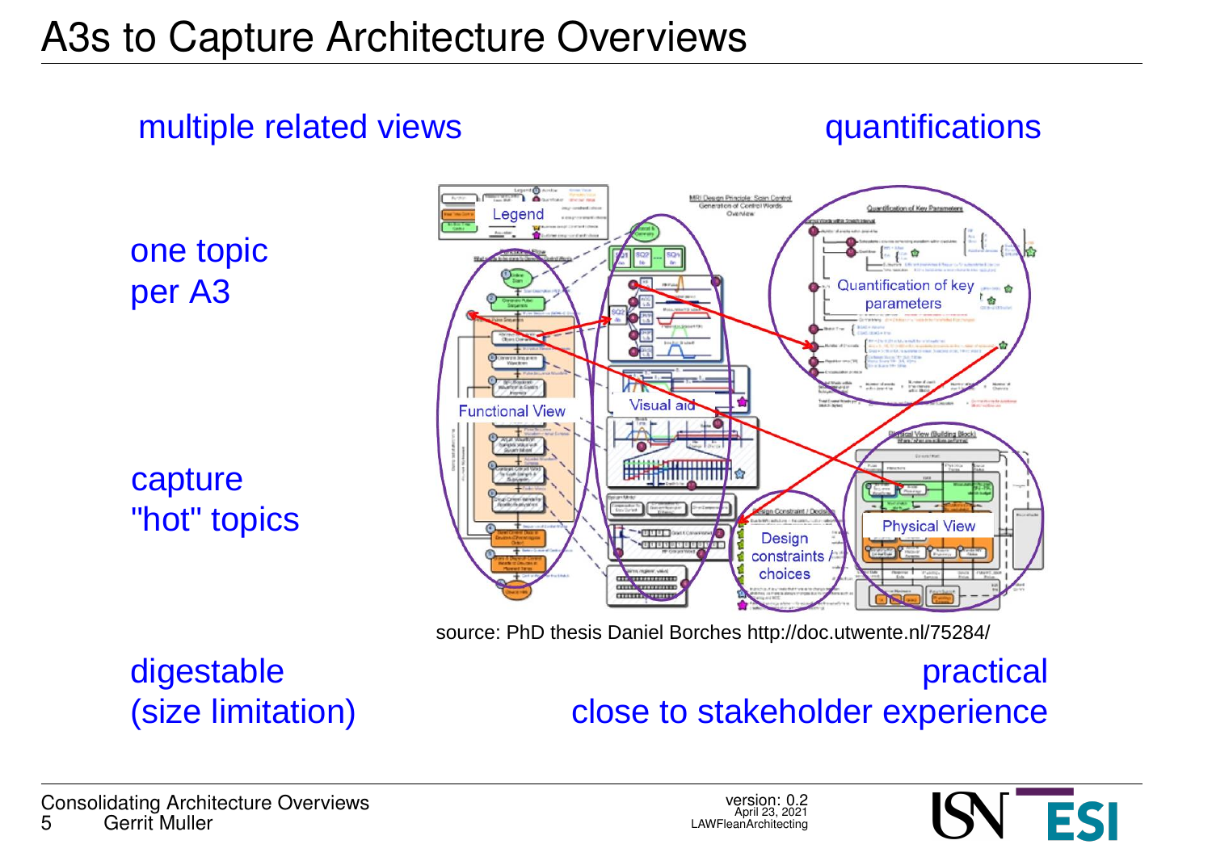# A3s to Capture Architecture Overviews

multiple related views

quantifications

one topic per A3

capture "hot" topics

Legend

Functional View

Visual aid

Quantification of key parameters

Design constraints / choices

Physical View

source: PhD thesis Daniel Borches http://doc.utwente.nl/75284/

digestable (size limitation)

practical close to stakeholder experience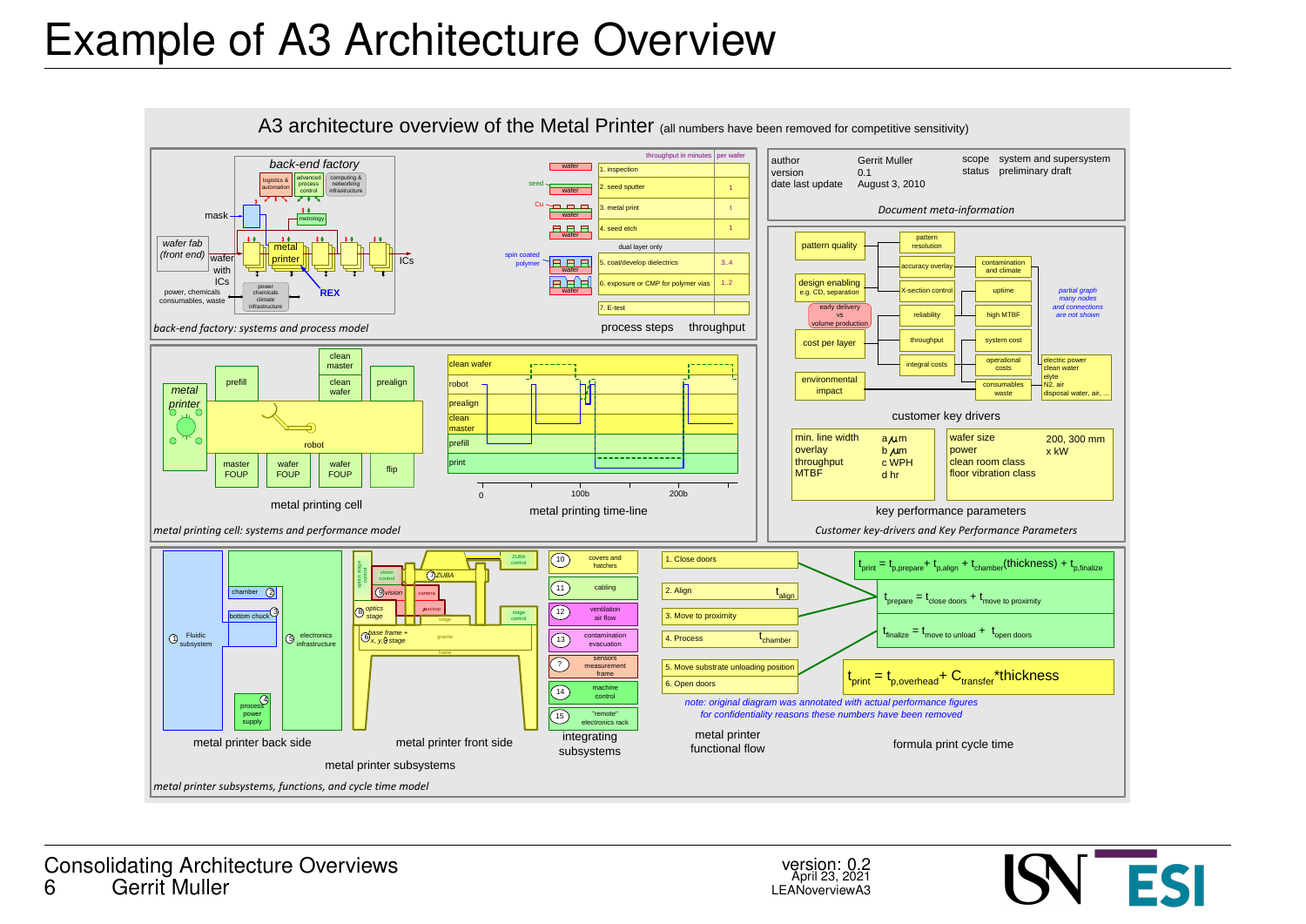# Example of A3 Architecture Overview

A3 architecture overview of the Metal Printer (all numbers have been removed for competitive sensitivity)

| author | Gerrit Muller | scope | system and supersystem |
|---|---|---|---|
| version | 0.1 | status | preliminary draft |
| date last update | August 3, 2010 | | |

*Document meta-information*

back-end factory

logistics & automation, advanced process control, computing & networking infrastructure, metrology, mask, wafer fab (front end), wafer with ICs, metal printer, REX, ICs, power, chemicals, consumables, waste, power chemicals climate infrastructure

| process steps | throughput in minutes | per wafer |
|---|---|---|
| 1. inspection | | |
| 2. seed sputter | | 1 |
| 3. metal print | | t |
| 4. seed etch | | 1 |
| dual layer only | | |
| 5. coat/develop dielectrics | | 3..4 |
| 6. exposure or CMP for polymer vias | | 1..2 |
| 7. E-test | | |

*back-end factory: systems and process model*

customer key drivers: pattern quality, pattern resolution, accuracy overlay, contamination and climate, design enabling e.g. CD, separation, X-section control, uptime, early delivery vs volume production, reliability, high MTBF, cost per layer, throughput, system cost, integral costs, operational costs, environmental impact, consumables waste, electric power clean water elyte N2, air disposal water, air, ...

*partial graph many nodes and connections are not shown*

key performance parameters:

| | |
|---|---|
| min. line width | a μm |
| overlay | b μm |
| throughput | c WPH |
| MTBF | d hr |

| | |
|---|---|
| wafer size | 200, 300 mm |
| power | x kW |
| clean room class | |
| floor vibration class | |

*Customer key-drivers and Key Performance Parameters*

metal printing cell: metal printer, prefill, clean master, clean wafer, prealign, robot, master FOUP, wafer FOUP, wafer FOUP, flip

metal printing time-line: clean wafer, robot, prealign, clean master, prefill, print (0, 100b, 200b)

*metal printing cell: systems and performance model*

metal printer back side: 1 Fluidic subsystem, 2 chamber, 3 bottom chuck, 4 process power supply, 5 electronics infrastructure

metal printer front side: 6 base frame + x, y, θ stage, 7 ZUBA, 8 optics stage, 9 vision, camera, μscope, vision control, optics stage control, ZUBA control, stage control, stage, granite, frame

integrating subsystems: 10 covers and hatches, 11 cabling, 12 ventilation air flow, 13 contamination evacuation, ? sensors measurement frame, 14 machine control, 15 "remote" electronics rack

metal printer subsystems

metal printer functional flow:

1. Close doors
2. Align $t_{align}$
3. Move to proximity
4. Process $t_{chamber}$
5. Move substrate unloading position
6. Open doors

*note: original diagram was annotated with actual performance figures for confidentiality reasons these numbers have been removed*

formula print cycle time:

$$t_{print} = t_{p,prepare} + t_{p,align} + t_{chamber}(thickness) + t_{p,finalize}$$

$$t_{prepare} = t_{close\ doors} + t_{move\ to\ proximity}$$

$$t_{finalize} = t_{move\ to\ unload} + t_{open\ doors}$$

$$t_{print} = t_{p,overhead} + C_{transfer} * thickness$$

*metal printer subsystems, functions, and cycle time model*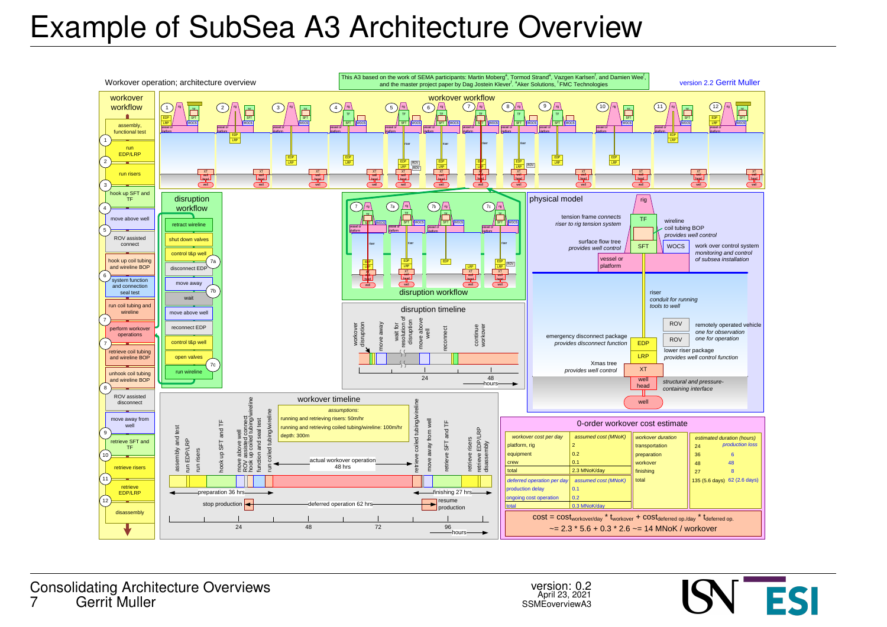# Example of SubSea A3 Architecture Overview

Workover operation; architecture overview

This A3 based on the work of SEMA participants: Martin Moberg[a], Tormod Strand[a], Vazgen Karlsen[f], and Damien Wee[f], and the master project paper by Dag Jostein Klever[f]. [a]Aker Solutions, [f]FMC Technologies

version 2.2 Gerrit Muller

## workover workflow

- assembly, functional test
- 1 run EDP/LRP
- 2 run risers
- 3 hook up SFT and TF
- 4 move above well
- 5 ROV assisted connect
- hook up coil tubing and wireline BOP
- 6 system function and connection seal test
- run coil tubing and wireline
- 7 perform workover operations
- 7 retrieve coil tubing and wireline BOP
- unhook coil tubing and wireline BOP
- 8 ROV assisted disconnect
- move away from well
- 9 retrieve SFT and TF
- 10 retrieve risers
- 11 retrieve EDP/LRP
- 12 disassembly

## disruption workflow

- retract wireline
- shut down valves
- control t&p well
- 7a disconnect EDP
- move away
- 7b wait
- move above well
- reconnect EDP
- control t&p well
- open valves
- 7c run wireline

## disruption timeline

workover disruption, move away, wait for resolution of disruption, move above well, reconnect, continue workover

24, 48 hours

## physical model

- rig
- TF: tension frame connects riser to rig tension system
- wireline coil tubing BOP: provides well control
- SFT: surface flow tree provides well control
- WOCS: work over control system monitoring and control of subsea installation
- vessel or platform
- riser: conduit for running tools to well
- ROV: remotely operated vehicle one for observation one for operation
- EDP: emergency disconnect package provides disconnect function
- LRP: lower riser package provides well control function
- XT: Xmas tree provides well control
- well head: structural and pressure-containing interface
- well

## workover timeline

assumptions:
- running and retrieving risers: 50m/hr
- running and retrieving coiled tubing/wireline: 100m/hr
- depth: 300m

Steps: assembly and test, run EDP/LRP, run risers, hook up SFT and TF, move above well, ROV assisted connect, hook up coiled tubing/wireline, function and seal test, run coiled tubing/wireline, retrieve coiled tubing/wireline, move away from well, retrieve SFT and TF, retrieve risers, retrieve EDP/LRP, disassembly

- preparation 36 hrs
- actual workover operation 48 hrs
- finishing 27 hrs
- stop production
- deferred operation 62 hrs
- resume production

24, 48, 72, 96 hours

## 0-order workover cost estimate

| workover cost per day | assumed cost (MNoK) |
|---|---|
| platform, rig | 2 |
| equipment | 0.2 |
| crew | 0.1 |
| total | 2.3 MNoK/day |

| deferred operation per day | assumed cost (MNoK) |
|---|---|
| production delay | 0.1 |
| ongoing cost operation | 0.2 |
| total | 0.3 MNoK/day |

| workover duration | estimated duration (hours) | production loss |
|---|---|---|
| transportation | 24 | |
| preparation | 36 | 6 |
| workover | 48 | 48 |
| finishing | 27 | 8 |
| total | 135 (5.6 days) | 62 (2.6 days) |

$$cost = cost_{workover/day} * t_{workover} + cost_{deferred\ op./day} * t_{deferred\ op.}$$

$$\sim= 2.3 * 5.6 + 0.3 * 2.6 \sim= 14 \text{ MNoK / workover}$$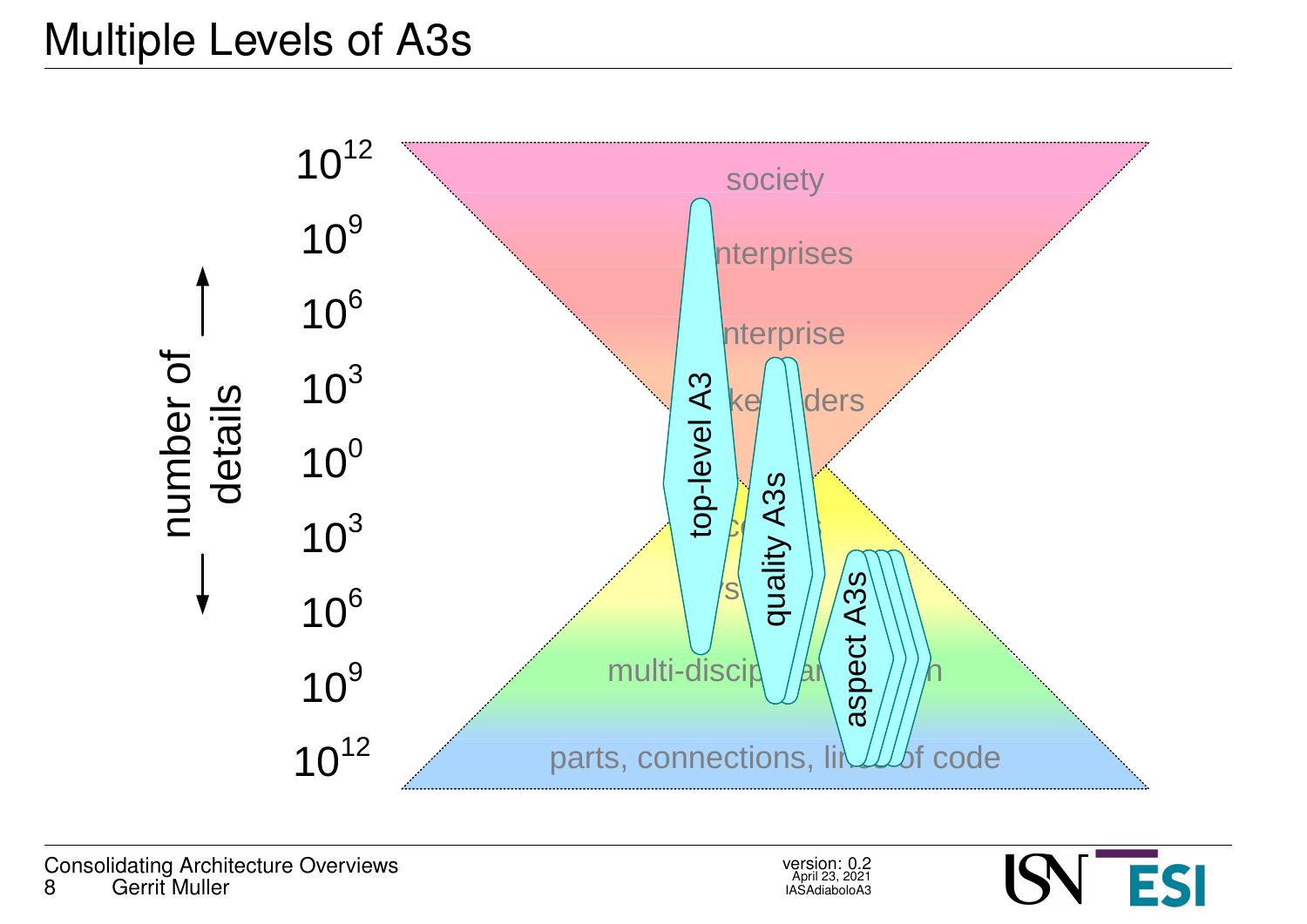# Multiple Levels of A3s

number of details

$10^{12}$

$10^{9}$

$10^{6}$

$10^{3}$

$10^{0}$

$10^{3}$

$10^{6}$

$10^{9}$

$10^{12}$

society

enterprises

enterprise

stakeholders

multi-disciplinary design

parts, connections, lines of code

top-level A3

quality A3s

aspect A3s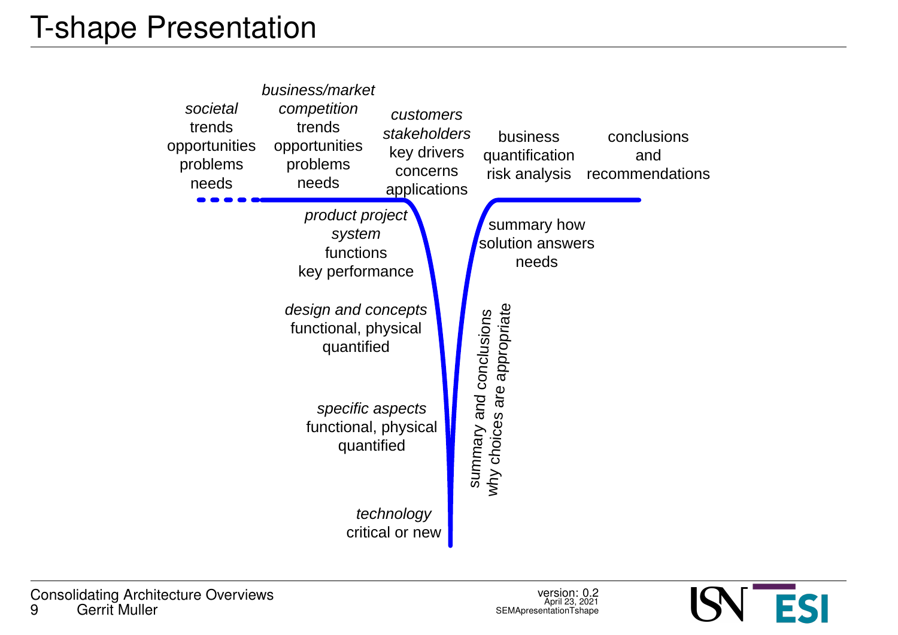# T-shape Presentation

*societal*
trends
opportunities
problems
needs

*business/market*
*competition*
trends
opportunities
problems
needs

*customers*
*stakeholders*
key drivers
concerns
applications

business
quantification
risk analysis

conclusions
and
recommendations

*product project*
*system*
functions
key performance

summary how
solution answers
needs

*design and concepts*
functional, physical
quantified

summary and conclusions
why choices are appropriate

*specific aspects*
functional, physical
quantified

*technology*
critical or new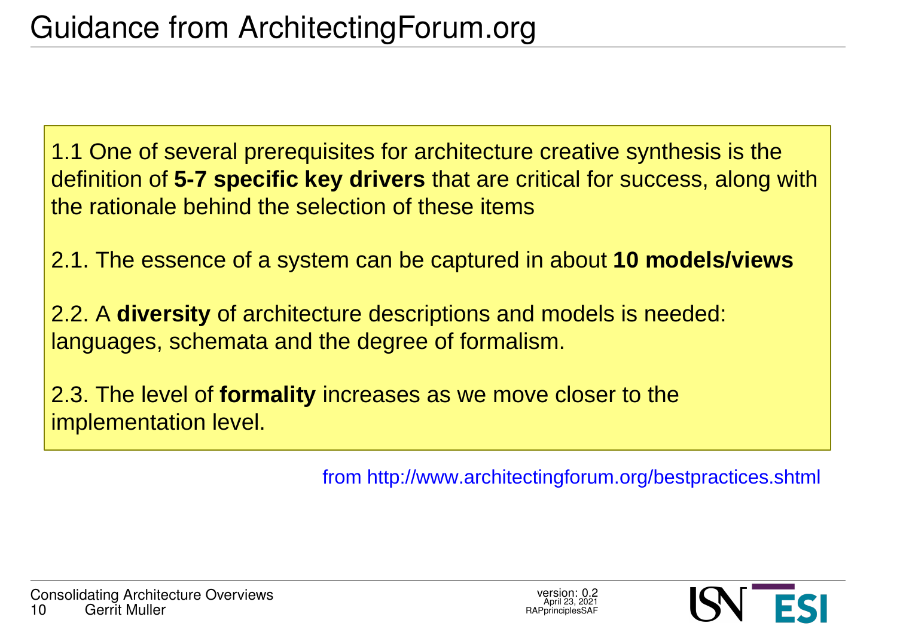# Guidance from ArchitectingForum.org

1.1 One of several prerequisites for architecture creative synthesis is the definition of **5-7 specific key drivers** that are critical for success, along with the rationale behind the selection of these items

2.1. The essence of a system can be captured in about **10 models/views**

2.2. A **diversity** of architecture descriptions and models is needed: languages, schemata and the degree of formalism.

2.3. The level of **formality** increases as we move closer to the implementation level.

from http://www.architectingforum.org/bestpractices.shtml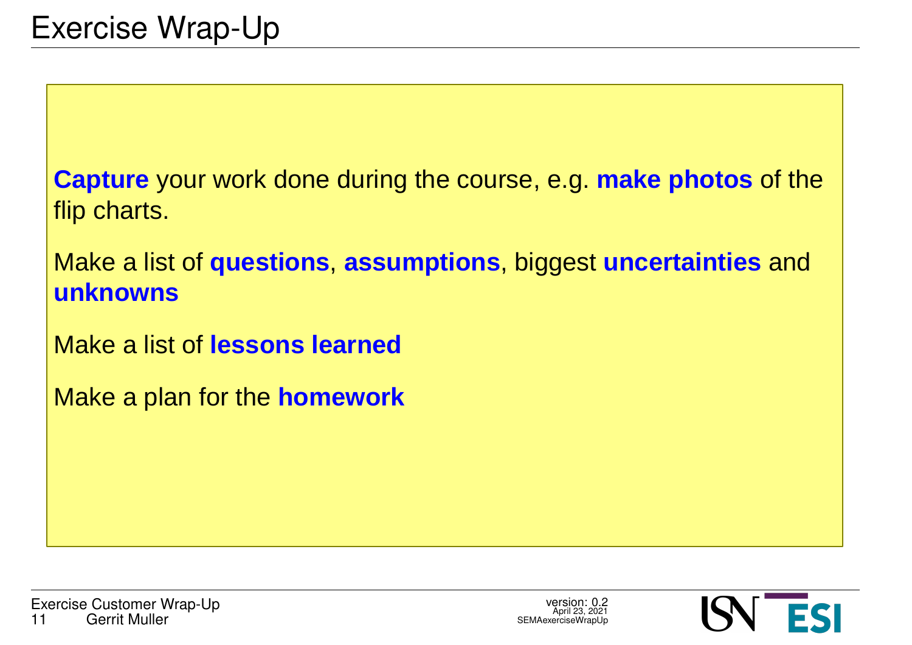# Exercise Wrap-Up

**Capture** your work done during the course, e.g. **make photos** of the flip charts.

Make a list of **questions**, **assumptions**, biggest **uncertainties** and **unknowns**

Make a list of **lessons learned**

Make a plan for the **homework**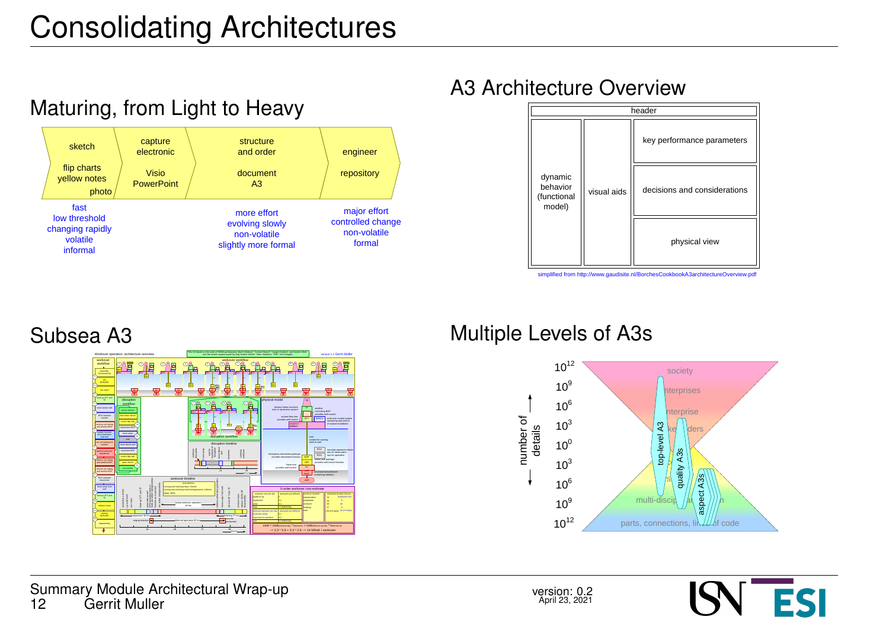# Consolidating Architectures

## Maturing, from Light to Heavy

| sketch | capture electronic | structure and order | engineer |
|---|---|---|---|
| flip charts, yellow notes, photo | Visio, PowerPoint | document A3 | repository |
| fast, low threshold, changing rapidly, volatile, informal | | more effort, evolving slowly, non-volatile, slightly more formal | major effort, controlled change, non-volatile, formal |

## A3 Architecture Overview

header

- dynamic behavior (functional model)
- visual aids
- key performance parameters
- decisions and considerations
- physical view

simplified from http://www.gaudisite.nl/BorchesCookbookA3architectureOverview.pdf

## Subsea A3

## Multiple Levels of A3s

number of details: $10^{12}$, $10^{9}$, $10^{6}$, $10^{3}$, $10^{0}$, $10^{3}$, $10^{6}$, $10^{9}$, $10^{12}$

society, enterprises, enterprise, stakeholders, multi-disciplinary design, parts, connections, lines of code

top-level A3, quality A3s, aspect A3s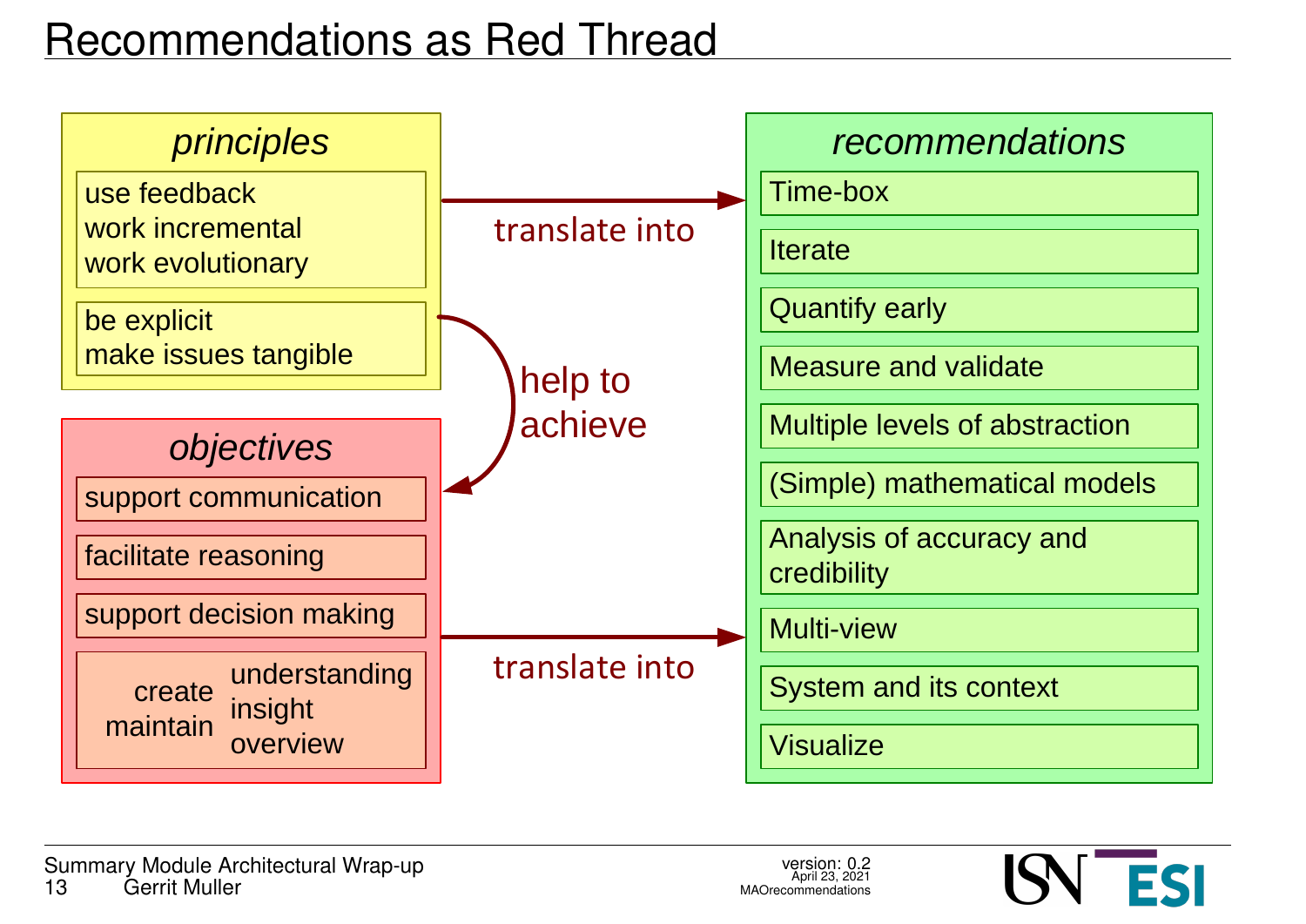# Recommendations as Red Thread

*principles*

- use feedback
- work incremental
- work evolutionary

- be explicit
- make issues tangible

translate into

help to achieve

*objectives*

- support communication
- facilitate reasoning
- support decision making
- create / maintain understanding / insight / overview

translate into

*recommendations*

- Time-box
- Iterate
- Quantify early
- Measure and validate
- Multiple levels of abstraction
- (Simple) mathematical models
- Analysis of accuracy and credibility
- Multi-view
- System and its context
- Visualize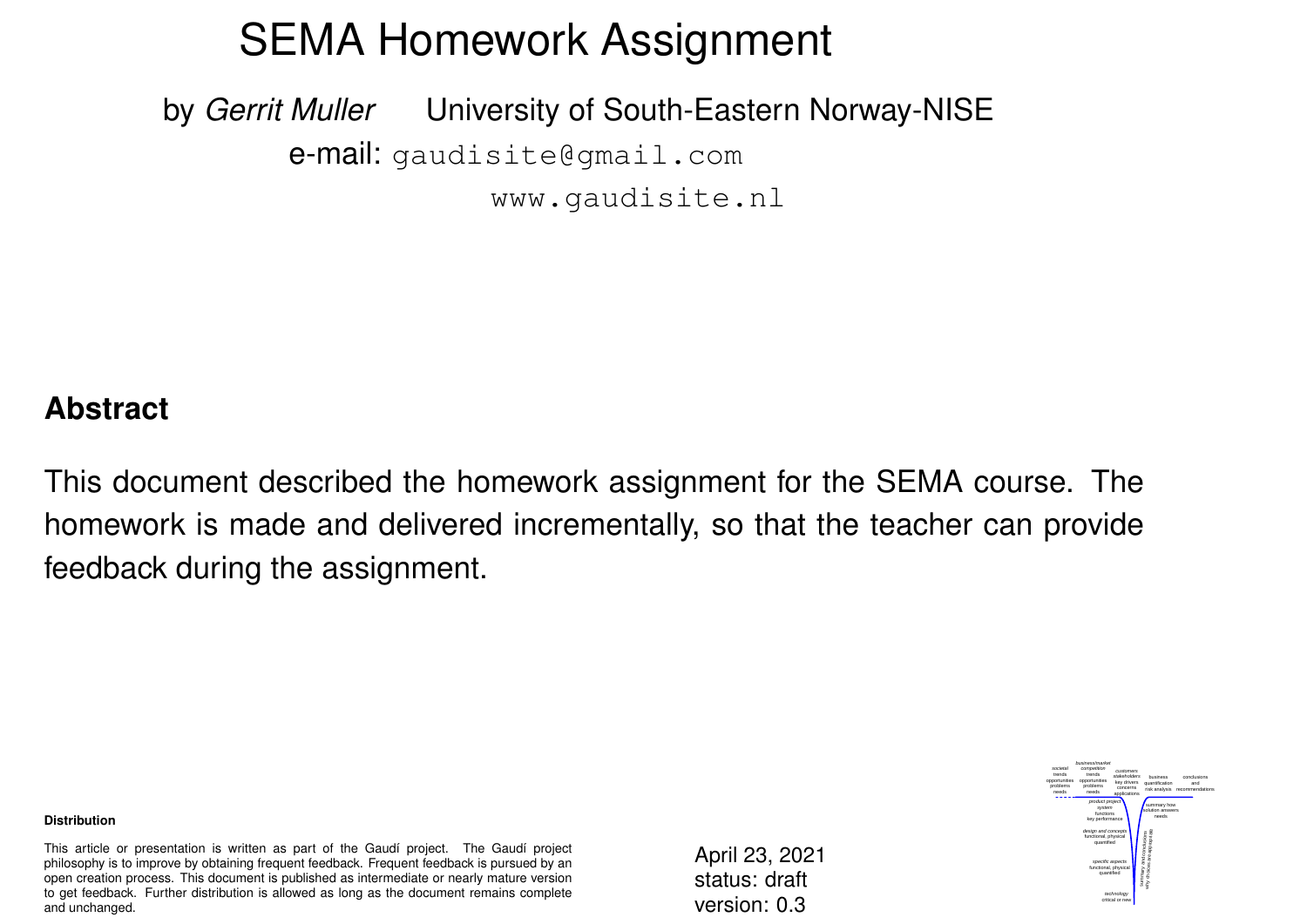# SEMA Homework Assignment

by *Gerrit Muller*   University of South-Eastern Norway-NISE

e-mail: gaudisite@gmail.com

www.gaudisite.nl

## Abstract

This document described the homework assignment for the SEMA course. The homework is made and delivered incrementally, so that the teacher can provide feedback during the assignment.

**Distribution**

This article or presentation is written as part of the Gaudí project. The Gaudí project philosophy is to improve by obtaining frequent feedback. Frequent feedback is pursued by an open creation process. This document is published as intermediate or nearly mature version to get feedback. Further distribution is allowed as long as the document remains complete and unchanged.

April 23, 2021
status: draft
version: 0.3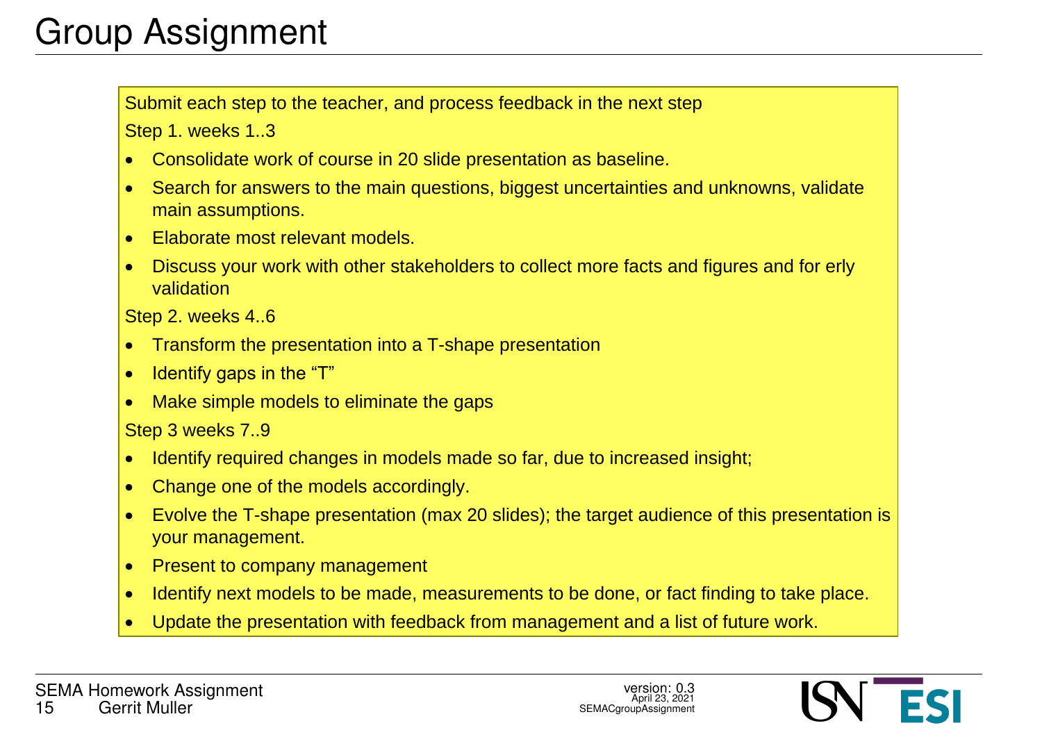# Group Assignment

Submit each step to the teacher, and process feedback in the next step

Step 1. weeks 1..3

- Consolidate work of course in 20 slide presentation as baseline.
- Search for answers to the main questions, biggest uncertainties and unknowns, validate main assumptions.
- Elaborate most relevant models.
- Discuss your work with other stakeholders to collect more facts and figures and for erly validation

Step 2. weeks 4..6

- Transform the presentation into a T-shape presentation
- Identify gaps in the "T"
- Make simple models to eliminate the gaps

Step 3 weeks 7..9

- Identify required changes in models made so far, due to increased insight;
- Change one of the models accordingly.
- Evolve the T-shape presentation (max 20 slides); the target audience of this presentation is your management.
- Present to company management
- Identify next models to be made, measurements to be done, or fact finding to take place.
- Update the presentation with feedback from management and a list of future work.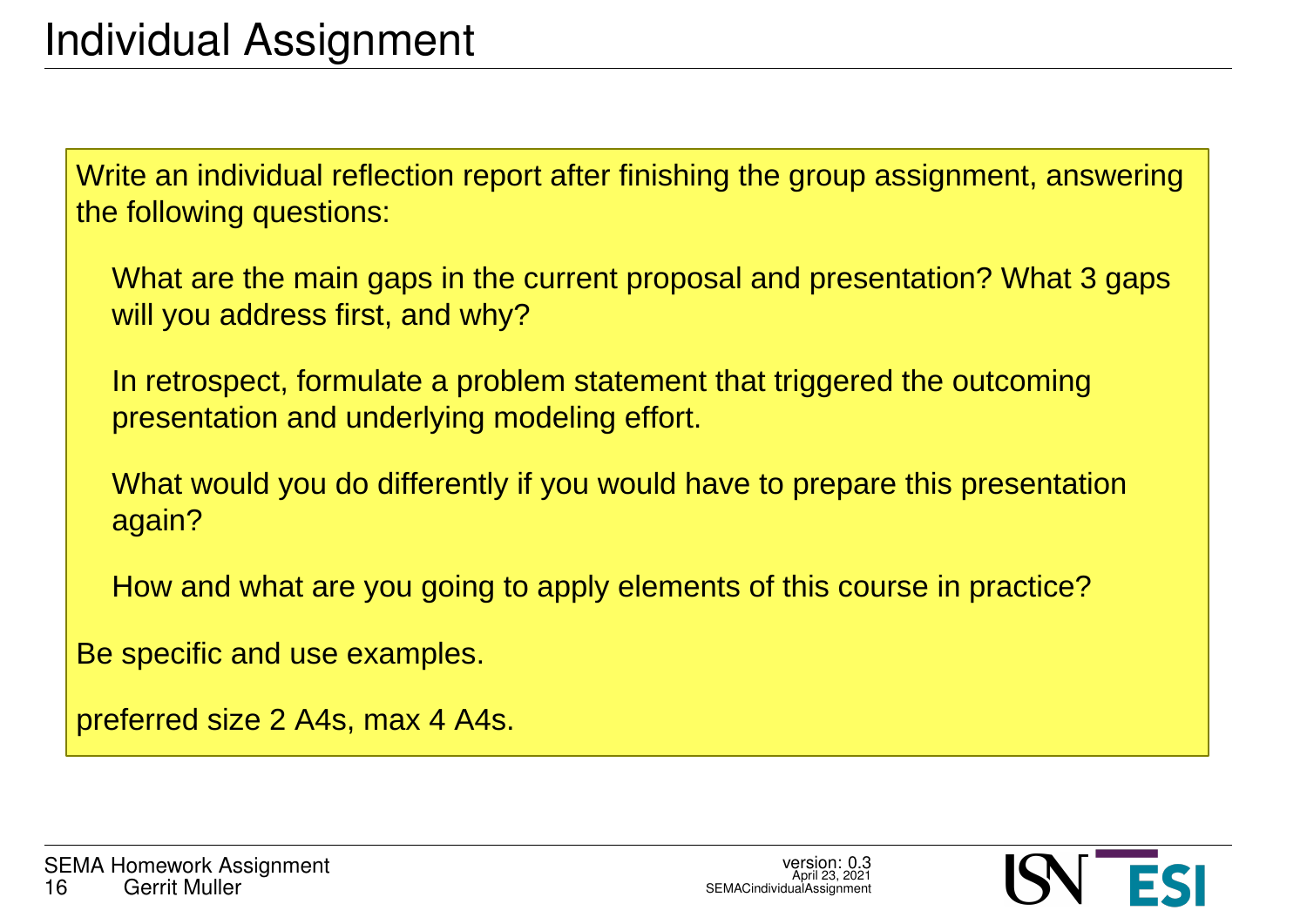# Individual Assignment

Write an individual reflection report after finishing the group assignment, answering the following questions:

- What are the main gaps in the current proposal and presentation? What 3 gaps will you address first, and why?
- In retrospect, formulate a problem statement that triggered the outcoming presentation and underlying modeling effort.
- What would you do differently if you would have to prepare this presentation again?
- How and what are you going to apply elements of this course in practice?

Be specific and use examples.

preferred size 2 A4s, max 4 A4s.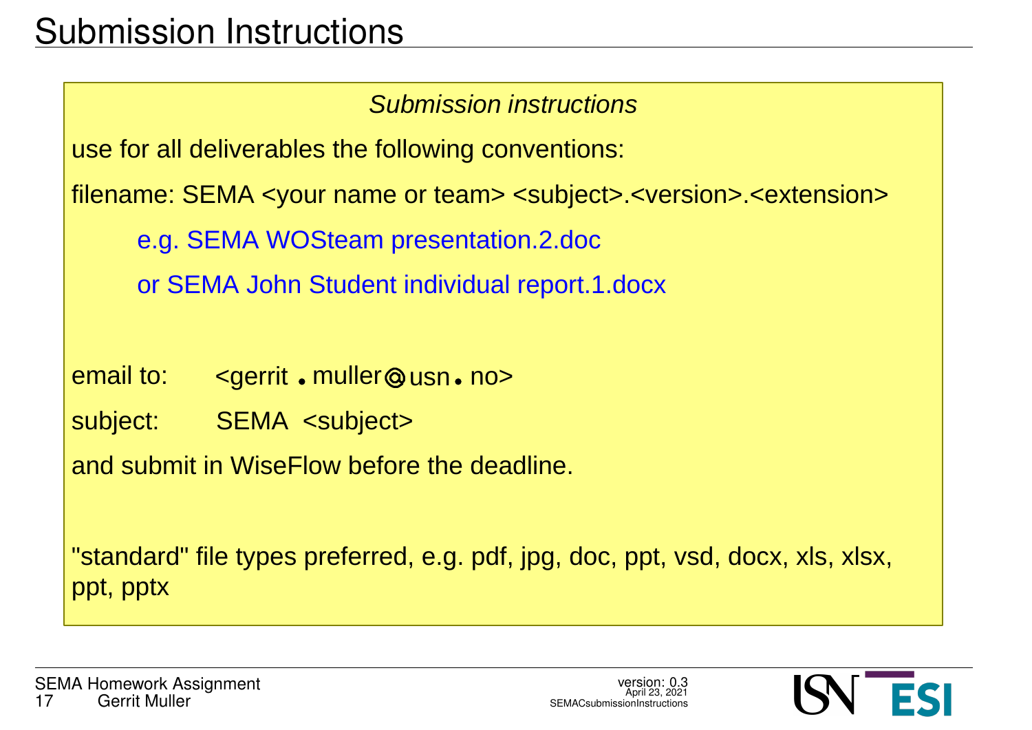# Submission Instructions

*Submission instructions*

use for all deliverables the following conventions:

filename: SEMA <your name or team> <subject>.<version>.<extension>

e.g. SEMA WOSteam presentation.2.doc

or SEMA John Student individual report.1.docx

email to: <gerrit.muller@usn.no>

subject: SEMA <subject>

and submit in WiseFlow before the deadline.

"standard" file types preferred, e.g. pdf, jpg, doc, ppt, vsd, docx, xls, xlsx, ppt, pptx